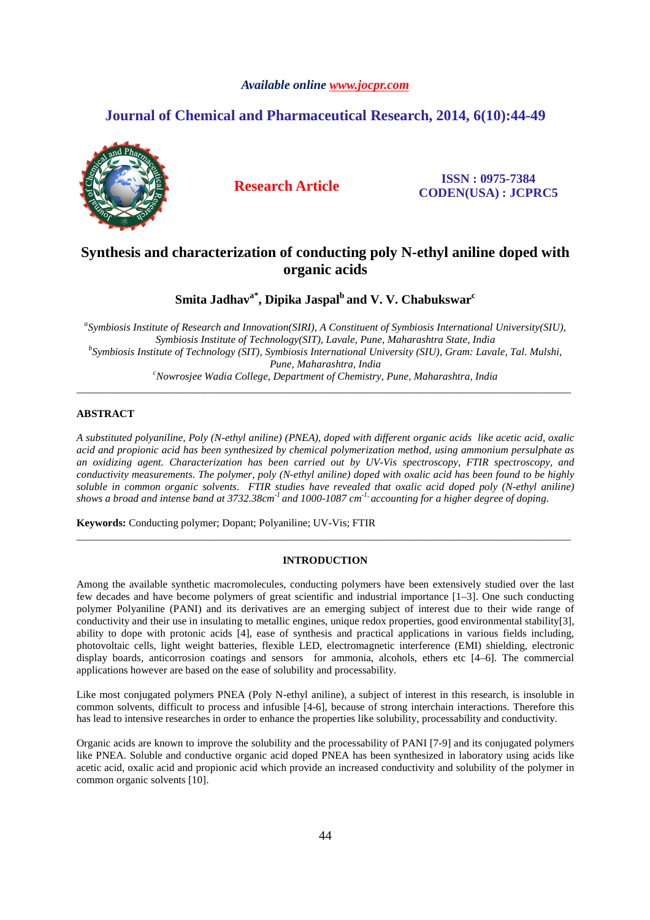*Available online www.jocpr.com*

## Journal of Chemical and Pharmaceutical Research, 2014, 6(10):44-49

**Research Article**

**ISSN : 0975-7384**
**CODEN(USA) : JCPRC5**

# Synthesis and characterization of conducting poly N-ethyl aniline doped with organic acids

**Smita Jadhav[a*], Dipika Jaspal[b] and V. V. Chabukswar[c]**

[a]*Symbiosis Institute of Research and Innovation(SIRI), A Constituent of Symbiosis International University(SIU), Symbiosis Institute of Technology(SIT), Lavale, Pune, Maharashtra State, India*
[b]*Symbiosis Institute of Technology (SIT), Symbiosis International University (SIU), Gram: Lavale, Tal. Mulshi, Pune, Maharashtra, India*
[c]*Nowrosjee Wadia College, Department of Chemistry, Pune, Maharashtra, India*

---

## ABSTRACT

*A substituted polyaniline, Poly (N-ethyl aniline) (PNEA), doped with different organic acids like acetic acid, oxalic acid and propionic acid has been synthesized by chemical polymerization method, using ammonium persulphate as an oxidizing agent. Characterization has been carried out by UV-Vis spectroscopy, FTIR spectroscopy, and conductivity measurements. The polymer, poly (N-ethyl aniline) doped with oxalic acid has been found to be highly soluble in common organic solvents. FTIR studies have revealed that oxalic acid doped poly (N-ethyl aniline) shows a broad and intense band at 3732.38cm$^{-1}$ and 1000-1087 cm$^{-1}$, accounting for a higher degree of doping.*

**Keywords:** Conducting polymer; Dopant; Polyaniline; UV-Vis; FTIR

---

## INTRODUCTION

Among the available synthetic macromolecules, conducting polymers have been extensively studied over the last few decades and have become polymers of great scientific and industrial importance [1–3]. One such conducting polymer Polyaniline (PANI) and its derivatives are an emerging subject of interest due to their wide range of conductivity and their use in insulating to metallic engines, unique redox properties, good environmental stability[3], ability to dope with protonic acids [4], ease of synthesis and practical applications in various fields including, photovoltaic cells, light weight batteries, flexible LED, electromagnetic interference (EMI) shielding, electronic display boards, anticorrosion coatings and sensors for ammonia, alcohols, ethers etc [4–6]. The commercial applications however are based on the ease of solubility and processability.

Like most conjugated polymers PNEA (Poly N-ethyl aniline), a subject of interest in this research, is insoluble in common solvents, difficult to process and infusible [4-6], because of strong interchain interactions. Therefore this has lead to intensive researches in order to enhance the properties like solubility, processability and conductivity.

Organic acids are known to improve the solubility and the processability of PANI [7-9] and its conjugated polymers like PNEA. Soluble and conductive organic acid doped PNEA has been synthesized in laboratory using acids like acetic acid, oxalic acid and propionic acid which provide an increased conductivity and solubility of the polymer in common organic solvents [10].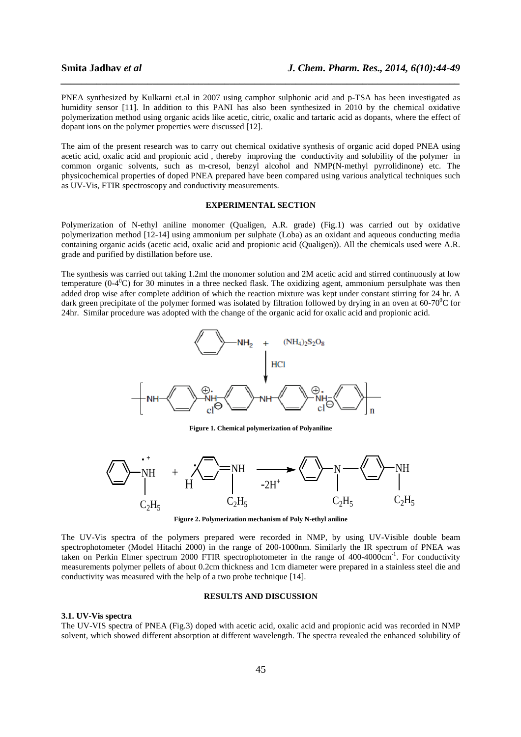PNEA synthesized by Kulkarni et.al in 2007 using camphor sulphonic acid and p-TSA has been investigated as humidity sensor [11]. In addition to this PANI has also been synthesized in 2010 by the chemical oxidative polymerization method using organic acids like acetic, citric, oxalic and tartaric acid as dopants, where the effect of dopant ions on the polymer properties were discussed [12].

The aim of the present research was to carry out chemical oxidative synthesis of organic acid doped PNEA using acetic acid, oxalic acid and propionic acid , thereby improving the conductivity and solubility of the polymer in common organic solvents, such as m-cresol, benzyl alcohol and NMP(N-methyl pyrrolidinone) etc. The physicochemical properties of doped PNEA prepared have been compared using various analytical techniques such as UV-Vis, FTIR spectroscopy and conductivity measurements.

## EXPERIMENTAL SECTION

Polymerization of N-ethyl aniline monomer (Qualigen, A.R. grade) (Fig.1) was carried out by oxidative polymerization method [12-14] using ammonium per sulphate (Loba) as an oxidant and aqueous conducting media containing organic acids (acetic acid, oxalic acid and propionic acid (Qualigen)). All the chemicals used were A.R. grade and purified by distillation before use.

The synthesis was carried out taking 1.2ml the monomer solution and 2M acetic acid and stirred continuously at low temperature (0-4$^0$C) for 30 minutes in a three necked flask. The oxidizing agent, ammonium persulphate was then added drop wise after complete addition of which the reaction mixture was kept under constant stirring for 24 hr. A dark green precipitate of the polymer formed was isolated by filtration followed by drying in an oven at 60-70$^0$C for 24hr. Similar procedure was adopted with the change of the organic acid for oxalic acid and propionic acid.

**Figure 1. Chemical polymerization of Polyaniline**

**Figure 2. Polymerization mechanism of Poly N-ethyl aniline**

The UV-Vis spectra of the polymers prepared were recorded in NMP, by using UV-Visible double beam spectrophotometer (Model Hitachi 2000) in the range of 200-1000nm. Similarly the IR spectrum of PNEA was taken on Perkin Elmer spectrum 2000 FTIR spectrophotometer in the range of 400-4000cm$^{-1}$. For conductivity measurements polymer pellets of about 0.2cm thickness and 1cm diameter were prepared in a stainless steel die and conductivity was measured with the help of a two probe technique [14].

## RESULTS AND DISCUSSION

### 3.1. UV-Vis spectra

The UV-VIS spectra of PNEA (Fig.3) doped with acetic acid, oxalic acid and propionic acid was recorded in NMP solvent, which showed different absorption at different wavelength. The spectra revealed the enhanced solubility of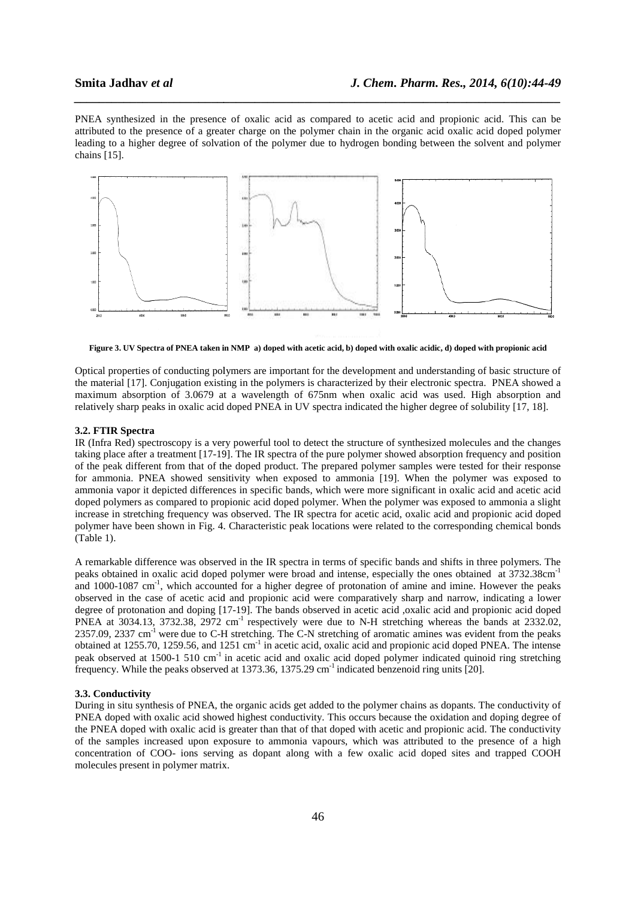PNEA synthesized in the presence of oxalic acid as compared to acetic acid and propionic acid. This can be attributed to the presence of a greater charge on the polymer chain in the organic acid oxalic acid doped polymer leading to a higher degree of solvation of the polymer due to hydrogen bonding between the solvent and polymer chains [15].

**Figure 3. UV Spectra of PNEA taken in NMP a) doped with acetic acid, b) doped with oxalic acidic, d) doped with propionic acid**

Optical properties of conducting polymers are important for the development and understanding of basic structure of the material [17]. Conjugation existing in the polymers is characterized by their electronic spectra. PNEA showed a maximum absorption of 3.0679 at a wavelength of 675nm when oxalic acid was used. High absorption and relatively sharp peaks in oxalic acid doped PNEA in UV spectra indicated the higher degree of solubility [17, 18].

### 3.2. FTIR Spectra

IR (Infra Red) spectroscopy is a very powerful tool to detect the structure of synthesized molecules and the changes taking place after a treatment [17-19]. The IR spectra of the pure polymer showed absorption frequency and position of the peak different from that of the doped product. The prepared polymer samples were tested for their response for ammonia. PNEA showed sensitivity when exposed to ammonia [19]. When the polymer was exposed to ammonia vapor it depicted differences in specific bands, which were more significant in oxalic acid and acetic acid doped polymers as compared to propionic acid doped polymer. When the polymer was exposed to ammonia a slight increase in stretching frequency was observed. The IR spectra for acetic acid, oxalic acid and propionic acid doped polymer have been shown in Fig. 4. Characteristic peak locations were related to the corresponding chemical bonds (Table 1).

A remarkable difference was observed in the IR spectra in terms of specific bands and shifts in three polymers. The peaks obtained in oxalic acid doped polymer were broad and intense, especially the ones obtained at 3732.38cm$^{-1}$ and 1000-1087 cm$^{-1}$, which accounted for a higher degree of protonation of amine and imine. However the peaks observed in the case of acetic acid and propionic acid were comparatively sharp and narrow, indicating a lower degree of protonation and doping [17-19]. The bands observed in acetic acid ,oxalic acid and propionic acid doped PNEA at 3034.13, 3732.38, 2972 cm$^{-1}$ respectively were due to N-H stretching whereas the bands at 2332.02, 2357.09, 2337 cm$^{-1}$ were due to C-H stretching. The C-N stretching of aromatic amines was evident from the peaks obtained at 1255.70, 1259.56, and 1251 cm$^{-1}$ in acetic acid, oxalic acid and propionic acid doped PNEA. The intense peak observed at 1500-1 510 cm$^{-1}$ in acetic acid and oxalic acid doped polymer indicated quinoid ring stretching frequency. While the peaks observed at 1373.36, 1375.29 cm$^{-1}$ indicated benzenoid ring units [20].

### 3.3. Conductivity

During in situ synthesis of PNEA, the organic acids get added to the polymer chains as dopants. The conductivity of PNEA doped with oxalic acid showed highest conductivity. This occurs because the oxidation and doping degree of the PNEA doped with oxalic acid is greater than that of that doped with acetic and propionic acid. The conductivity of the samples increased upon exposure to ammonia vapours, which was attributed to the presence of a high concentration of COO- ions serving as dopant along with a few oxalic acid doped sites and trapped COOH molecules present in polymer matrix.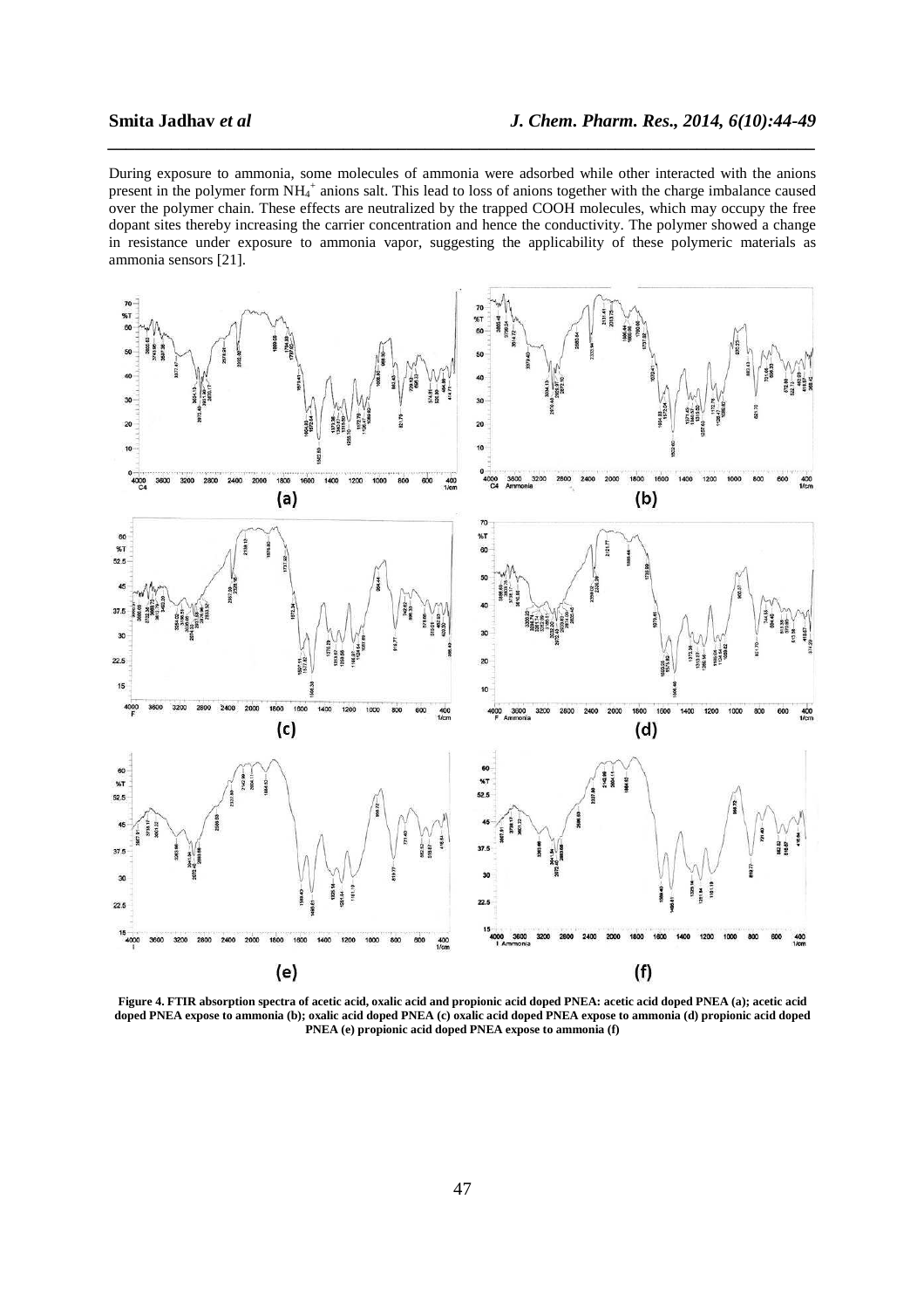During exposure to ammonia, some molecules of ammonia were adsorbed while other interacted with the anions present in the polymer form $NH_4^+$ anions salt. This lead to loss of anions together with the charge imbalance caused over the polymer chain. These effects are neutralized by the trapped COOH molecules, which may occupy the free dopant sites thereby increasing the carrier concentration and hence the conductivity. The polymer showed a change in resistance under exposure to ammonia vapor, suggesting the applicability of these polymeric materials as ammonia sensors [21].

**Figure 4. FTIR absorption spectra of acetic acid, oxalic acid and propionic acid doped PNEA: acetic acid doped PNEA (a); acetic acid doped PNEA expose to ammonia (b); oxalic acid doped PNEA (c) oxalic acid doped PNEA expose to ammonia (d) propionic acid doped PNEA (e) propionic acid doped PNEA expose to ammonia (f)**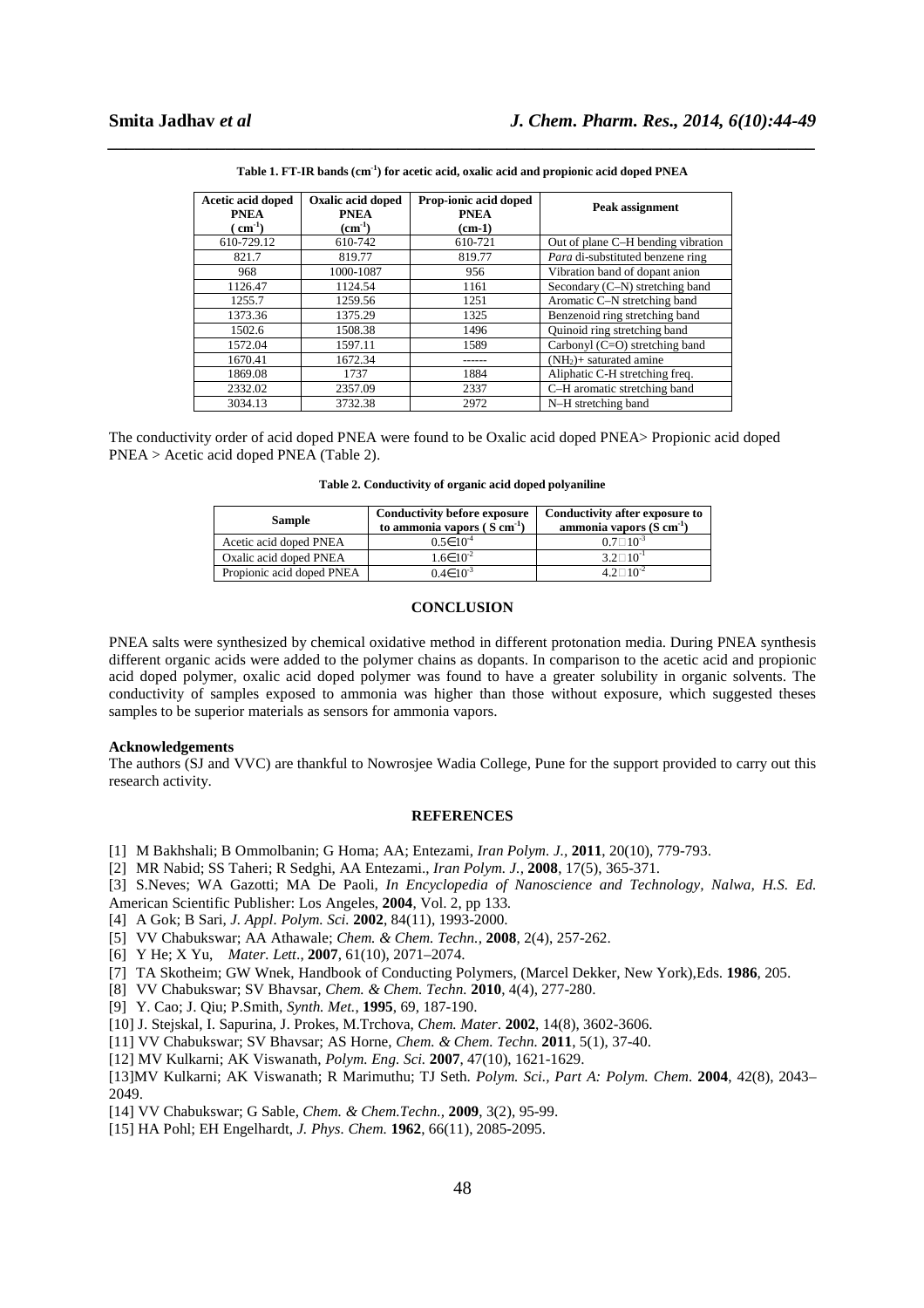**Table 1. FT-IR bands ($cm^{-1}$) for acetic acid, oxalic acid and propionic acid doped PNEA**

| Acetic acid doped PNEA ($cm^{-1}$) | Oxalic acid doped PNEA ($cm^{-1}$) | Prop-ionic acid doped PNEA (cm-1) | Peak assignment |
|---|---|---|---|
| 610-729.12 | 610-742 | 610-721 | Out of plane C–H bending vibration |
| 821.7 | 819.77 | 819.77 | *Para* di-substituted benzene ring |
| 968 | 1000-1087 | 956 | Vibration band of dopant anion |
| 1126.47 | 1124.54 | 1161 | Secondary (C–N) stretching band |
| 1255.7 | 1259.56 | 1251 | Aromatic C–N stretching band |
| 1373.36 | 1375.29 | 1325 | Benzenoid ring stretching band |
| 1502.6 | 1508.38 | 1496 | Quinoid ring stretching band |
| 1572.04 | 1597.11 | 1589 | Carbonyl (C=O) stretching band |
| 1670.41 | 1672.34 | ------ | $(NH_2)+$ saturated amine |
| 1869.08 | 1737 | 1884 | Aliphatic C-H stretching freq. |
| 2332.02 | 2357.09 | 2337 | C–H aromatic stretching band |
| 3034.13 | 3732.38 | 2972 | N–H stretching band |

The conductivity order of acid doped PNEA were found to be Oxalic acid doped PNEA> Propionic acid doped PNEA > Acetic acid doped PNEA (Table 2).

**Table 2. Conductivity of organic acid doped polyaniline**

| Sample | Conductivity before exposure to ammonia vapors ( $S\ cm^{-1}$) | Conductivity after exposure to ammonia vapors ($S\ cm^{-1}$) |
|---|---|---|
| Acetic acid doped PNEA | $0.5\in 10^{-4}$ | $0.7\square 10^{-3}$ |
| Oxalic acid doped PNEA | $1.6\in 10^{-2}$ | $3.2\square 10^{-1}$ |
| Propionic acid doped PNEA | $0.4\in 10^{-3}$ | $4.2\square 10^{-2}$ |

## CONCLUSION

PNEA salts were synthesized by chemical oxidative method in different protonation media. During PNEA synthesis different organic acids were added to the polymer chains as dopants. In comparison to the acetic acid and propionic acid doped polymer, oxalic acid doped polymer was found to have a greater solubility in organic solvents. The conductivity of samples exposed to ammonia was higher than those without exposure, which suggested theses samples to be superior materials as sensors for ammonia vapors.

**Acknowledgements**

The authors (SJ and VVC) are thankful to Nowrosjee Wadia College, Pune for the support provided to carry out this research activity.

## REFERENCES

[1] M Bakhshali; B Ommolbanin; G Homa; AA; Entezami, *Iran Polym. J.*, **2011**, 20(10), 779-793.

[2] MR Nabid; SS Taheri; R Sedghi, AA Entezami., *Iran Polym. J.*, **2008**, 17(5), 365-371.

[3] S.Neves; WA Gazotti; MA De Paoli, *In Encyclopedia of Nanoscience and Technology, Nalwa, H.S. Ed.* American Scientific Publisher: Los Angeles, **2004**, Vol. 2, pp 133.

[4] A Gok; B Sari, *J. Appl. Polym. Sci.* **2002**, 84(11), 1993-2000.

[5] VV Chabukswar; AA Athawale; *Chem. & Chem. Techn.*, **2008**, 2(4), 257-262.

[6] Y He; X Yu, *Mater. Lett.*, **2007**, 61(10), 2071–2074.

[7] TA Skotheim; GW Wnek, Handbook of Conducting Polymers, (Marcel Dekker, New York),Eds. **1986**, 205.

[8] VV Chabukswar; SV Bhavsar, *Chem. & Chem. Techn.* **2010**, 4(4), 277-280.

[9] Y. Cao; J. Qiu; P.Smith, *Synth. Met.*, **1995**, 69, 187-190.

[10] J. Stejskal, I. Sapurina, J. Prokes, M.Trchova, *Chem. Mater.* **2002**, 14(8), 3602-3606.

[11] VV Chabukswar; SV Bhavsar; AS Horne, *Chem. & Chem. Techn.* **2011**, 5(1), 37-40.

[12] MV Kulkarni; AK Viswanath, *Polym. Eng. Sci.* **2007**, 47(10), 1621-1629.

[13]MV Kulkarni; AK Viswanath; R Marimuthu; TJ Seth. *Polym. Sci., Part A: Polym. Chem.* **2004**, 42(8), 2043–2049.

[14] VV Chabukswar; G Sable, *Chem. & Chem.Techn.*, **2009**, 3(2), 95-99.

[15] HA Pohl; EH Engelhardt, *J. Phys. Chem.* **1962**, 66(11), 2085-2095.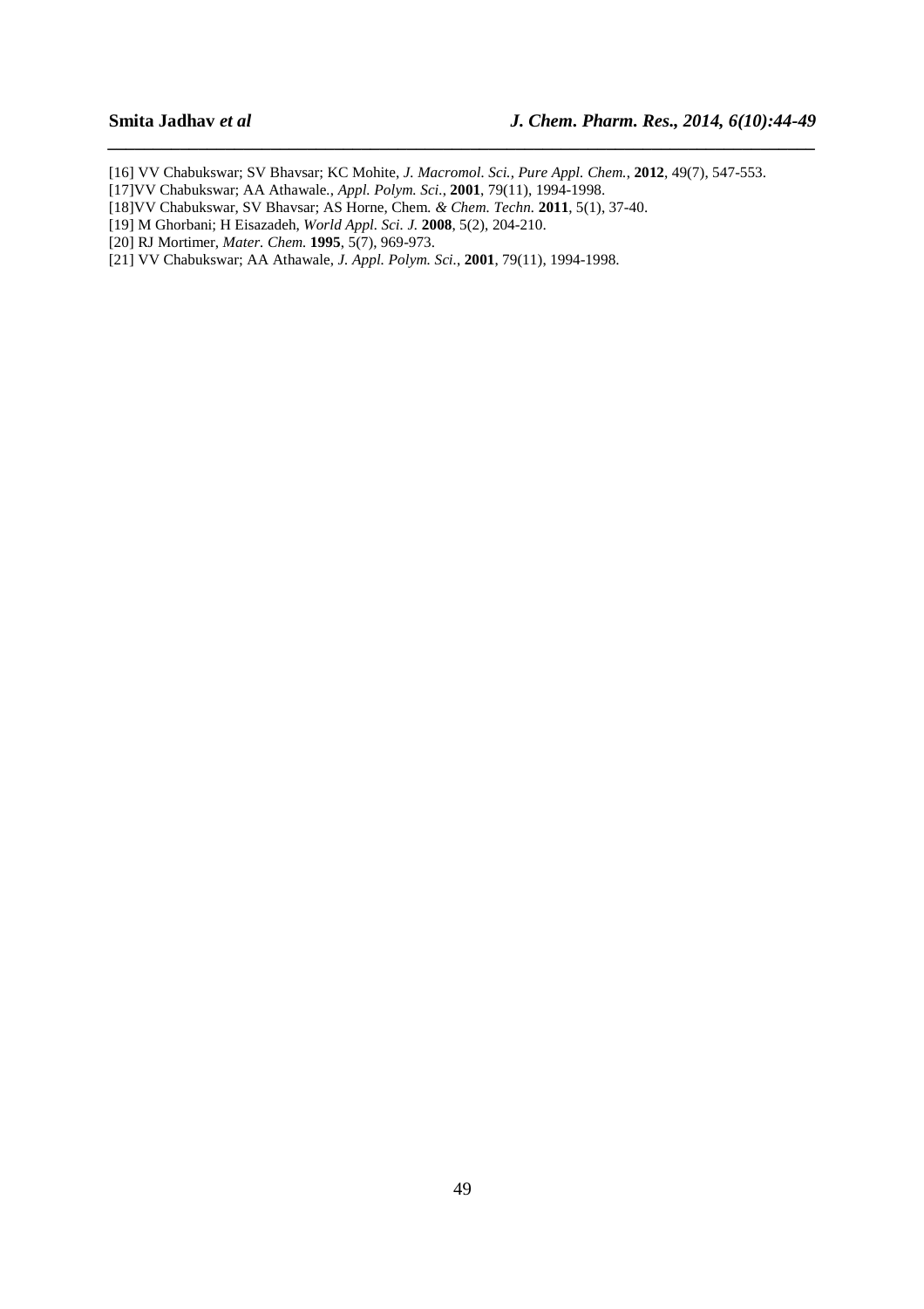[16] VV Chabukswar; SV Bhavsar; KC Mohite, *J. Macromol. Sci., Pure Appl. Chem.*, **2012**, 49(7), 547-553.

[17]VV Chabukswar; AA Athawale., *Appl. Polym. Sci.*, **2001**, 79(11), 1994-1998.

[18]VV Chabukswar, SV Bhavsar; AS Horne, Chem*. & Chem. Techn.* **2011**, 5(1), 37-40.

[19] M Ghorbani; H Eisazadeh, *World Appl. Sci. J.* **2008**, 5(2), 204-210.

[20] RJ Mortimer, *Mater. Chem.* **1995**, 5(7), 969-973.

[21] VV Chabukswar; AA Athawale, *J. Appl. Polym. Sci.*, **2001**, 79(11), 1994-1998.